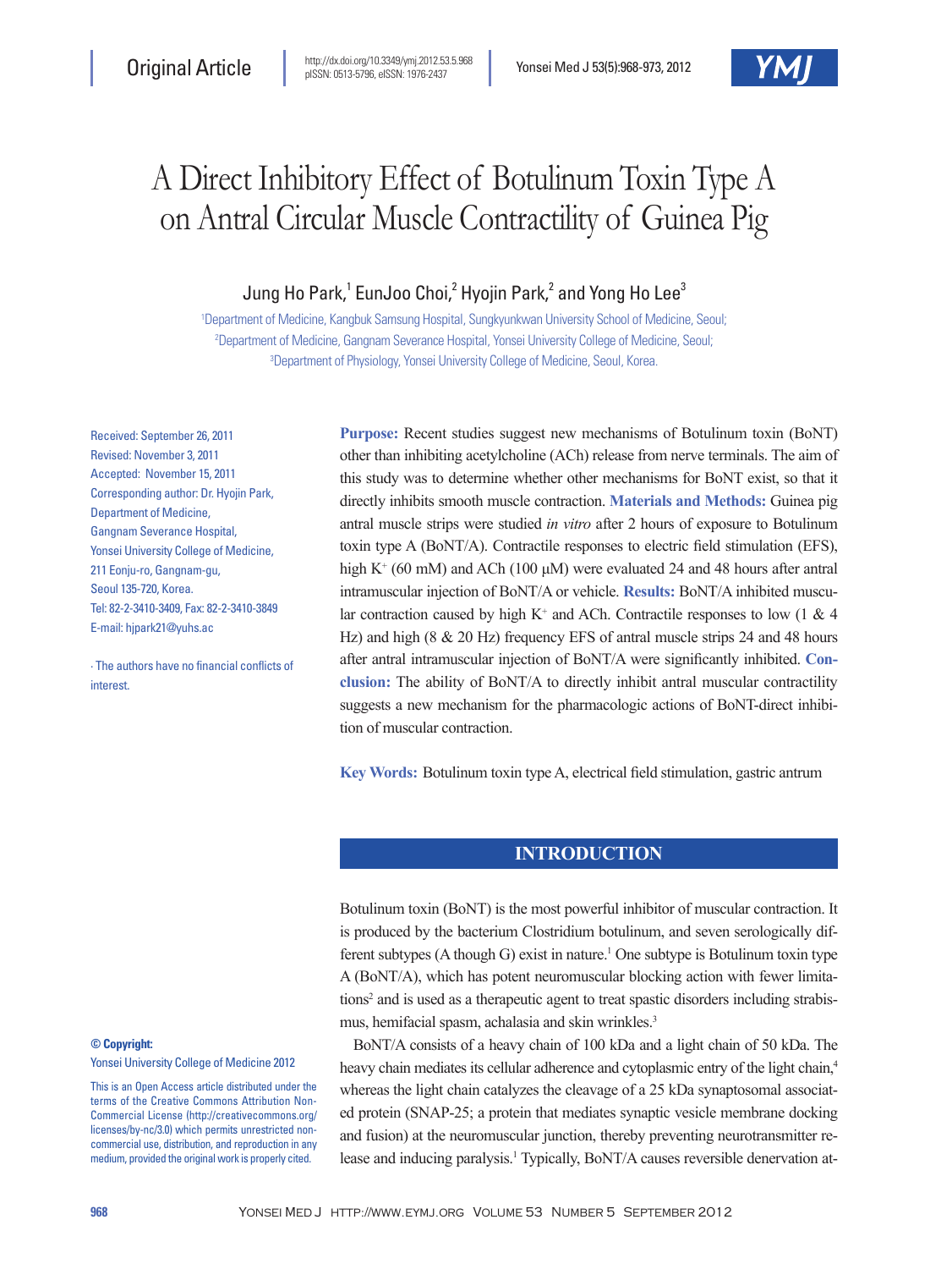Original Article

http://dx.doi.org/10.3349/ymj.2012.53.5.968
pISSN: 0513-5796, eISSN: 1976-2437

# A Direct Inhibitory Effect of Botulinum Toxin Type A on Antral Circular Muscle Contractility of Guinea Pig

Jung Ho Park,[1] EunJoo Choi,[2] Hyojin Park,[2] and Yong Ho Lee[3]

[1]Department of Medicine, Kangbuk Samsung Hospital, Sungkyunkwan University School of Medicine, Seoul;
[2]Department of Medicine, Gangnam Severance Hospital, Yonsei University College of Medicine, Seoul;
[3]Department of Physiology, Yonsei University College of Medicine, Seoul, Korea.

Received: September 26, 2011
Revised: November 3, 2011
Accepted: November 15, 2011
Corresponding author: Dr. Hyojin Park, Department of Medicine, Gangnam Severance Hospital, Yonsei University College of Medicine, 211 Eonju-ro, Gangnam-gu, Seoul 135-720, Korea.
Tel: 82-2-3410-3409, Fax: 82-2-3410-3849
E-mail: hjpark21@yuhs.ac

∙ The authors have no financial conflicts of interest.

**Purpose:** Recent studies suggest new mechanisms of Botulinum toxin (BoNT) other than inhibiting acetylcholine (ACh) release from nerve terminals. The aim of this study was to determine whether other mechanisms for BoNT exist, so that it directly inhibits smooth muscle contraction. **Materials and Methods:** Guinea pig antral muscle strips were studied *in vitro* after 2 hours of exposure to Botulinum toxin type A (BoNT/A). Contractile responses to electric field stimulation (EFS), high $K^+$ (60 mM) and ACh (100 μM) were evaluated 24 and 48 hours after antral intramuscular injection of BoNT/A or vehicle. **Results:** BoNT/A inhibited muscular contraction caused by high $K^+$ and ACh. Contractile responses to low (1 & 4 Hz) and high (8 & 20 Hz) frequency EFS of antral muscle strips 24 and 48 hours after antral intramuscular injection of BoNT/A were significantly inhibited. **Conclusion:** The ability of BoNT/A to directly inhibit antral muscular contractility suggests a new mechanism for the pharmacologic actions of BoNT-direct inhibition of muscular contraction.

**Key Words:** Botulinum toxin type A, electrical field stimulation, gastric antrum

## INTRODUCTION

Botulinum toxin (BoNT) is the most powerful inhibitor of muscular contraction. It is produced by the bacterium Clostridium botulinum, and seven serologically different subtypes (A though G) exist in nature.[1] One subtype is Botulinum toxin type A (BoNT/A), which has potent neuromuscular blocking action with fewer limitations[2] and is used as a therapeutic agent to treat spastic disorders including strabismus, hemifacial spasm, achalasia and skin wrinkles.[3]

BoNT/A consists of a heavy chain of 100 kDa and a light chain of 50 kDa. The heavy chain mediates its cellular adherence and cytoplasmic entry of the light chain,[4] whereas the light chain catalyzes the cleavage of a 25 kDa synaptosomal associated protein (SNAP-25; a protein that mediates synaptic vesicle membrane docking and fusion) at the neuromuscular junction, thereby preventing neurotransmitter release and inducing paralysis.[1] Typically, BoNT/A causes reversible denervation at-

**© Copyright:**
Yonsei University College of Medicine 2012

This is an Open Access article distributed under the terms of the Creative Commons Attribution Non-Commercial License (http://creativecommons.org/licenses/by-nc/3.0) which permits unrestricted non-commercial use, distribution, and reproduction in any medium, provided the original work is properly cited.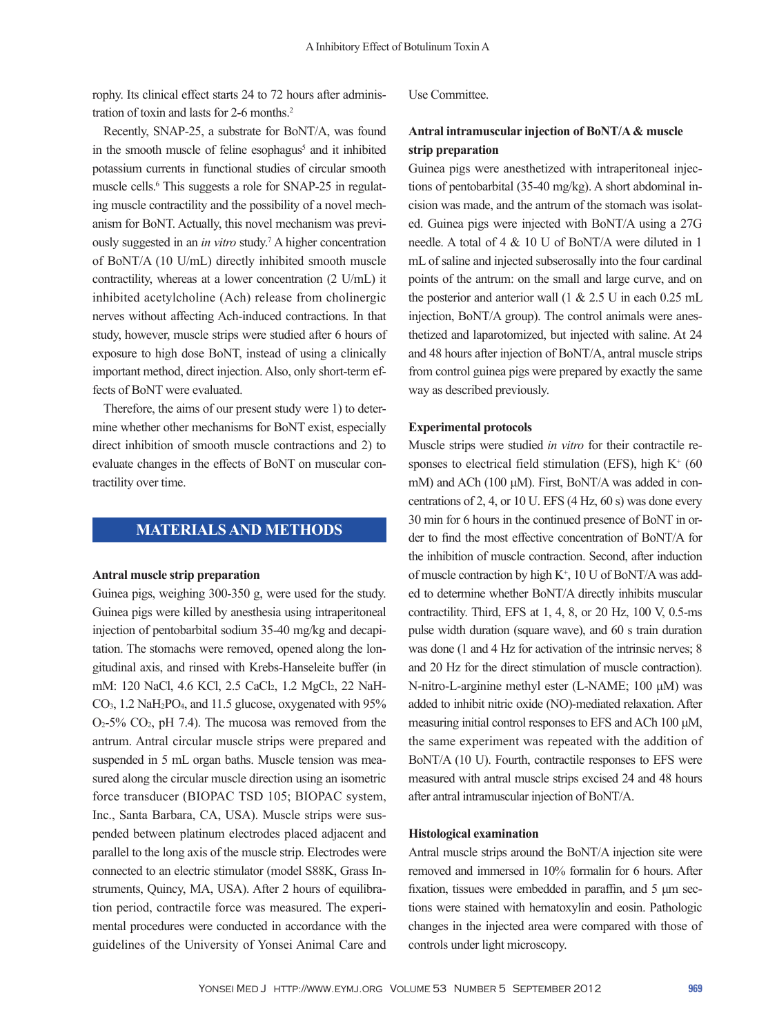rophy. Its clinical effect starts 24 to 72 hours after administration of toxin and lasts for 2-6 months.[2]

Recently, SNAP-25, a substrate for BoNT/A, was found in the smooth muscle of feline esophagus[5] and it inhibited potassium currents in functional studies of circular smooth muscle cells.[6] This suggests a role for SNAP-25 in regulating muscle contractility and the possibility of a novel mechanism for BoNT. Actually, this novel mechanism was previously suggested in an *in vitro* study.[7] A higher concentration of BoNT/A (10 U/mL) directly inhibited smooth muscle contractility, whereas at a lower concentration (2 U/mL) it inhibited acetylcholine (Ach) release from cholinergic nerves without affecting Ach-induced contractions. In that study, however, muscle strips were studied after 6 hours of exposure to high dose BoNT, instead of using a clinically important method, direct injection. Also, only short-term effects of BoNT were evaluated.

Therefore, the aims of our present study were 1) to determine whether other mechanisms for BoNT exist, especially direct inhibition of smooth muscle contractions and 2) to evaluate changes in the effects of BoNT on muscular contractility over time.

## MATERIALS AND METHODS

### Antral muscle strip preparation

Guinea pigs, weighing 300-350 g, were used for the study. Guinea pigs were killed by anesthesia using intraperitoneal injection of pentobarbital sodium 35-40 mg/kg and decapitation. The stomachs were removed, opened along the longitudinal axis, and rinsed with Krebs-Hanseleite buffer (in mM: 120 NaCl, 4.6 KCl, 2.5 $CaCl_2$, 1.2 $MgCl_2$, 22 $NaHCO_3$, 1.2 $NaH_2PO_4$, and 11.5 glucose, oxygenated with 95% $O_2$-5% $CO_2$, pH 7.4). The mucosa was removed from the antrum. Antral circular muscle strips were prepared and suspended in 5 mL organ baths. Muscle tension was measured along the circular muscle direction using an isometric force transducer (BIOPAC TSD 105; BIOPAC system, Inc., Santa Barbara, CA, USA). Muscle strips were suspended between platinum electrodes placed adjacent and parallel to the long axis of the muscle strip. Electrodes were connected to an electric stimulator (model S88K, Grass Instruments, Quincy, MA, USA). After 2 hours of equilibration period, contractile force was measured. The experimental procedures were conducted in accordance with the guidelines of the University of Yonsei Animal Care and Use Committee.

### Antral intramuscular injection of BoNT/A & muscle strip preparation

Guinea pigs were anesthetized with intraperitoneal injections of pentobarbital (35-40 mg/kg). A short abdominal incision was made, and the antrum of the stomach was isolated. Guinea pigs were injected with BoNT/A using a 27G needle. A total of 4 & 10 U of BoNT/A were diluted in 1 mL of saline and injected subserosally into the four cardinal points of the antrum: on the small and large curve, and on the posterior and anterior wall (1 & 2.5 U in each 0.25 mL injection, BoNT/A group). The control animals were anesthetized and laparotomized, but injected with saline. At 24 and 48 hours after injection of BoNT/A, antral muscle strips from control guinea pigs were prepared by exactly the same way as described previously.

### Experimental protocols

Muscle strips were studied *in vitro* for their contractile responses to electrical field stimulation (EFS), high $K^+$ (60 mM) and ACh (100 μM). First, BoNT/A was added in concentrations of 2, 4, or 10 U. EFS (4 Hz, 60 s) was done every 30 min for 6 hours in the continued presence of BoNT in order to find the most effective concentration of BoNT/A for the inhibition of muscle contraction. Second, after induction of muscle contraction by high $K^+$, 10 U of BoNT/A was added to determine whether BoNT/A directly inhibits muscular contractility. Third, EFS at 1, 4, 8, or 20 Hz, 100 V, 0.5-ms pulse width duration (square wave), and 60 s train duration was done (1 and 4 Hz for activation of the intrinsic nerves; 8 and 20 Hz for the direct stimulation of muscle contraction). N-nitro-L-arginine methyl ester (L-NAME; 100 μM) was added to inhibit nitric oxide (NO)-mediated relaxation. After measuring initial control responses to EFS and ACh 100 μM, the same experiment was repeated with the addition of BoNT/A (10 U). Fourth, contractile responses to EFS were measured with antral muscle strips excised 24 and 48 hours after antral intramuscular injection of BoNT/A.

### Histological examination

Antral muscle strips around the BoNT/A injection site were removed and immersed in 10% formalin for 6 hours. After fixation, tissues were embedded in paraffin, and 5 μm sections were stained with hematoxylin and eosin. Pathologic changes in the injected area were compared with those of controls under light microscopy.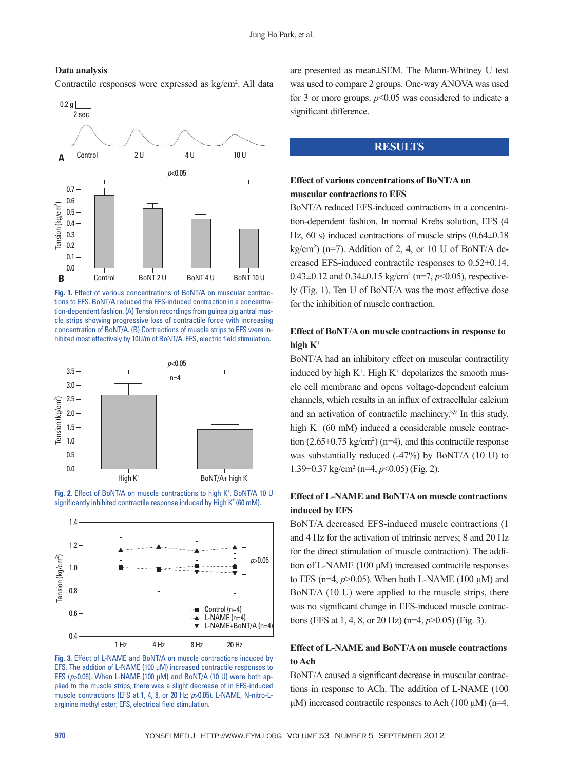### Data analysis

Contractile responses were expressed as kg/cm². All data are presented as mean±SEM. The Mann-Whitney U test was used to compare 2 groups. One-way ANOVA was used for 3 or more groups. $p<0.05$ was considered to indicate a significant difference.

**Fig. 1.** Effect of various concentrations of BoNT/A on muscular contractions to EFS. BoNT/A reduced the EFS-induced contraction in a concentration-dependent fashion. (A) Tension recordings from guinea pig antral muscle strips showing progressive loss of contractile force with increasing concentration of BoNT/A. (B) Contractions of muscle strips to EFS were inhibited most effectively by 10U/m of BoNT/A. EFS, electric field stimulation.

**Fig. 2.** Effect of BoNT/A on muscle contractions to high K⁺. BoNT/A 10 U significantly inhibited contractile response induced by High K⁺ (60 mM).

**Fig. 3.** Effect of L-NAME and BoNT/A on muscle contractions induced by EFS. The addition of L-NAME (100 μM) increased contractile responses to EFS ($p>0.05$). When L-NAME (100 μM) and BoNT/A (10 U) were both applied to the muscle strips, there was a slight decrease of in EFS-induced muscle contractions (EFS at 1, 4, 8, or 20 Hz; $p>0.05$). L-NAME, N-nitro-L-arginine methyl ester; EFS, electrical field stimulation.

## RESULTS

### Effect of various concentrations of BoNT/A on muscular contractions to EFS

BoNT/A reduced EFS-induced contractions in a concentration-dependent fashion. In normal Krebs solution, EFS (4 Hz, 60 s) induced contractions of muscle strips (0.64±0.18 kg/cm²) (n=7). Addition of 2, 4, or 10 U of BoNT/A decreased EFS-induced contractile responses to 0.52±0.14, 0.43±0.12 and 0.34±0.15 kg/cm² (n=7, $p<0.05$), respectively (Fig. 1). Ten U of BoNT/A was the most effective dose for the inhibition of muscle contraction.

### Effect of BoNT/A on muscle contractions in response to high K⁺

BoNT/A had an inhibitory effect on muscular contractility induced by high K⁺. High K⁺ depolarizes the smooth muscle cell membrane and opens voltage-dependent calcium channels, which results in an influx of extracellular calcium and an activation of contractile machinery.[8,9] In this study, high K⁺ (60 mM) induced a considerable muscle contraction (2.65±0.75 kg/cm²) (n=4), and this contractile response was substantially reduced (-47%) by BoNT/A (10 U) to 1.39±0.37 kg/cm² (n=4, $p<0.05$) (Fig. 2).

### Effect of L-NAME and BoNT/A on muscle contractions induced by EFS

BoNT/A decreased EFS-induced muscle contractions (1 and 4 Hz for the activation of intrinsic nerves; 8 and 20 Hz for the direct stimulation of muscle contraction). The addition of L-NAME (100 μM) increased contractile responses to EFS (n=4, $p>0.05$). When both L-NAME (100 μM) and BoNT/A (10 U) were applied to the muscle strips, there was no significant change in EFS-induced muscle contractions (EFS at 1, 4, 8, or 20 Hz) (n=4, $p>0.05$) (Fig. 3).

### Effect of L-NAME and BoNT/A on muscle contractions to Ach

BoNT/A caused a significant decrease in muscular contractions in response to ACh. The addition of L-NAME (100 μM) increased contractile responses to Ach (100 μM) (n=4,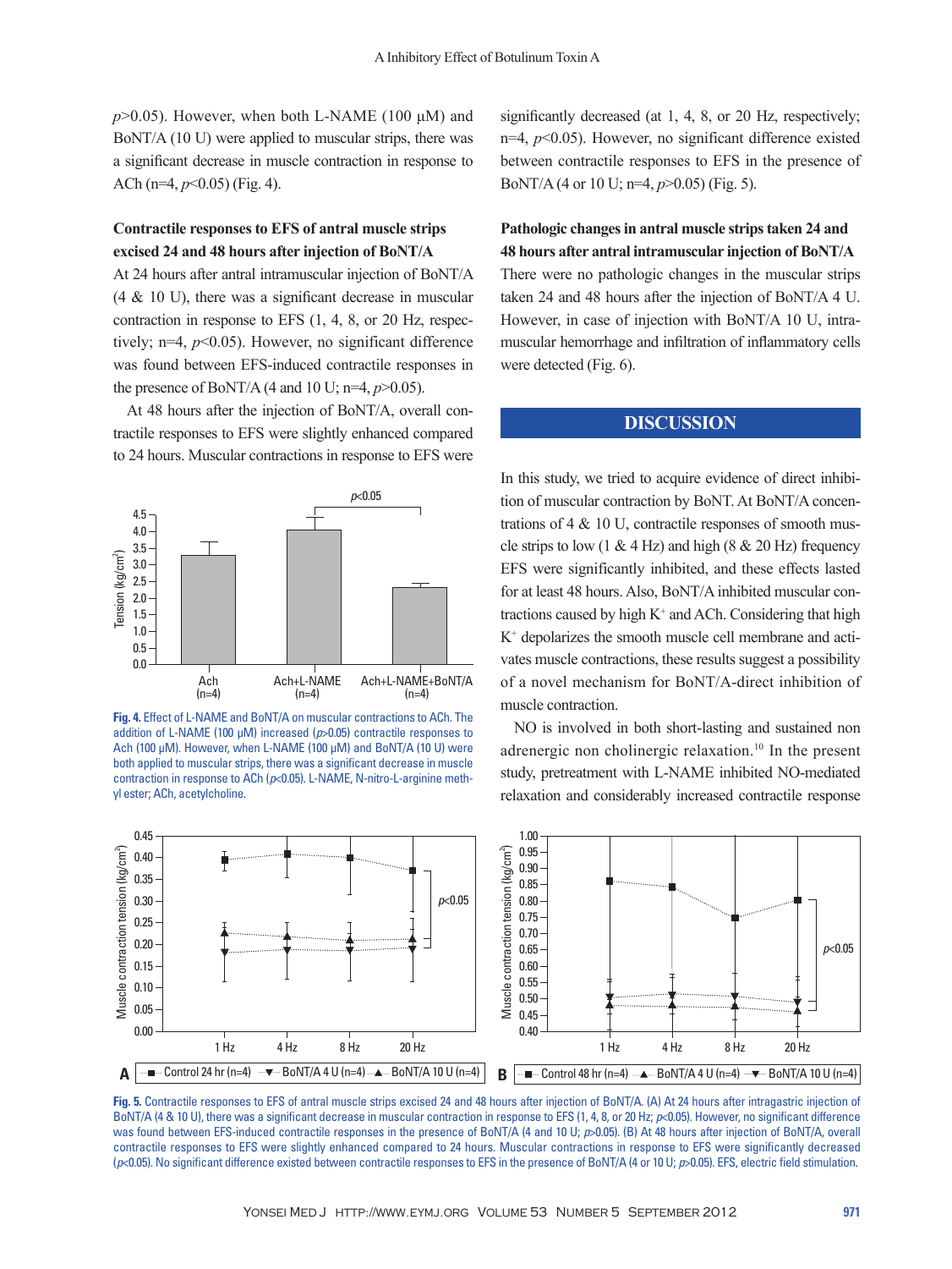$p>0.05$). However, when both L-NAME (100 μM) and BoNT/A (10 U) were applied to muscular strips, there was a significant decrease in muscle contraction in response to ACh (n=4, $p<0.05$) (Fig. 4).

### Contractile responses to EFS of antral muscle strips excised 24 and 48 hours after injection of BoNT/A

At 24 hours after antral intramuscular injection of BoNT/A (4 & 10 U), there was a significant decrease in muscular contraction in response to EFS (1, 4, 8, or 20 Hz, respectively; n=4, $p<0.05$). However, no significant difference was found between EFS-induced contractile responses in the presence of BoNT/A (4 and 10 U; n=4, $p>0.05$).

At 48 hours after the injection of BoNT/A, overall contractile responses to EFS were slightly enhanced compared to 24 hours. Muscular contractions in response to EFS were significantly decreased (at 1, 4, 8, or 20 Hz, respectively; n=4, $p<0.05$). However, no significant difference existed between contractile responses to EFS in the presence of BoNT/A (4 or 10 U; n=4, $p>0.05$) (Fig. 5).

**Fig. 4.** Effect of L-NAME and BoNT/A on muscular contractions to ACh. The addition of L-NAME (100 μM) increased ($p>0.05$) contractile responses to Ach (100 μM). However, when L-NAME (100 μM) and BoNT/A (10 U) were both applied to muscular strips, there was a significant decrease in muscle contraction in response to ACh ($p<0.05$). L-NAME, N-nitro-L-arginine methyl ester; ACh, acetylcholine.

### Pathologic changes in antral muscle strips taken 24 and 48 hours after antral intramuscular injection of BoNT/A

There were no pathologic changes in the muscular strips taken 24 and 48 hours after the injection of BoNT/A 4 U. However, in case of injection with BoNT/A 10 U, intramuscular hemorrhage and infiltration of inflammatory cells were detected (Fig. 6).

## DISCUSSION

In this study, we tried to acquire evidence of direct inhibition of muscular contraction by BoNT. At BoNT/A concentrations of 4 & 10 U, contractile responses of smooth muscle strips to low (1 & 4 Hz) and high (8 & 20 Hz) frequency EFS were significantly inhibited, and these effects lasted for at least 48 hours. Also, BoNT/A inhibited muscular contractions caused by high $K^+$ and ACh. Considering that high $K^+$ depolarizes the smooth muscle cell membrane and activates muscle contractions, these results suggest a possibility of a novel mechanism for BoNT/A-direct inhibition of muscle contraction.

NO is involved in both short-lasting and sustained non adrenergic non cholinergic relaxation.[10] In the present study, pretreatment with L-NAME inhibited NO-mediated relaxation and considerably increased contractile response

**Fig. 5.** Contractile responses to EFS of antral muscle strips excised 24 and 48 hours after injection of BoNT/A. (A) At 24 hours after intragastric injection of BoNT/A (4 & 10 U), there was a significant decrease in muscular contraction in response to EFS (1, 4, 8, or 20 Hz; $p<0.05$). However, no significant difference was found between EFS-induced contractile responses in the presence of BoNT/A (4 and 10 U; $p>0.05$). (B) At 48 hours after injection of BoNT/A, overall contractile responses to EFS were slightly enhanced compared to 24 hours. Muscular contractions in response to EFS were significantly decreased ($p<0.05$). No significant difference existed between contractile responses to EFS in the presence of BoNT/A (4 or 10 U; $p>0.05$). EFS, electric field stimulation.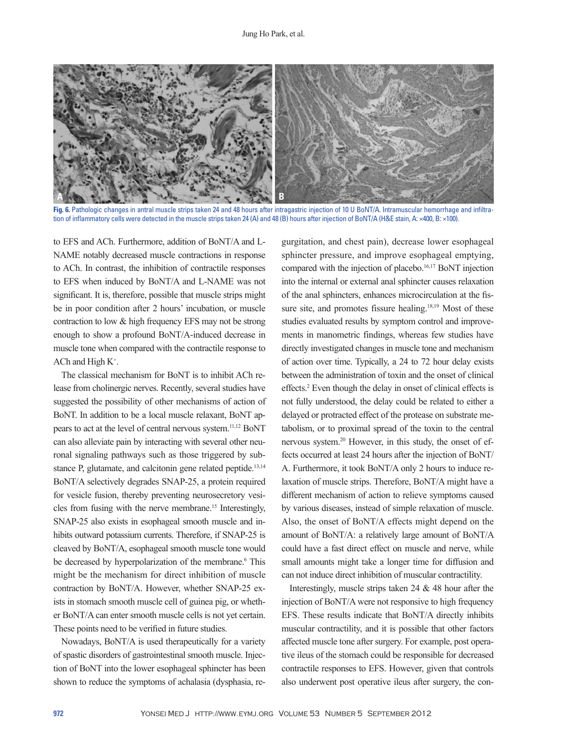Fig. 6. Pathologic changes in antral muscle strips taken 24 and 48 hours after intragastric injection of 10 U BoNT/A. Intramuscular hemorrhage and infiltration of inflammatory cells were detected in the muscle strips taken 24 (A) and 48 (B) hours after injection of BoNT/A (H&E stain, A: ×400, B: ×100).

to EFS and ACh. Furthermore, addition of BoNT/A and L-NAME notably decreased muscle contractions in response to ACh. In contrast, the inhibition of contractile responses to EFS when induced by BoNT/A and L-NAME was not significant. It is, therefore, possible that muscle strips might be in poor condition after 2 hours' incubation, or muscle contraction to low & high frequency EFS may not be strong enough to show a profound BoNT/A-induced decrease in muscle tone when compared with the contractile response to ACh and High $K^+$.

The classical mechanism for BoNT is to inhibit ACh release from cholinergic nerves. Recently, several studies have suggested the possibility of other mechanisms of action of BoNT. In addition to be a local muscle relaxant, BoNT appears to act at the level of central nervous system.[11,12] BoNT can also alleviate pain by interacting with several other neuronal signaling pathways such as those triggered by substance P, glutamate, and calcitonin gene related peptide.[13,14] BoNT/A selectively degrades SNAP-25, a protein required for vesicle fusion, thereby preventing neurosecretory vesicles from fusing with the nerve membrane.[15] Interestingly, SNAP-25 also exists in esophageal smooth muscle and inhibits outward potassium currents. Therefore, if SNAP-25 is cleaved by BoNT/A, esophageal smooth muscle tone would be decreased by hyperpolarization of the membrane.[6] This might be the mechanism for direct inhibition of muscle contraction by BoNT/A. However, whether SNAP-25 exists in stomach smooth muscle cell of guinea pig, or whether BoNT/A can enter smooth muscle cells is not yet certain. These points need to be verified in future studies.

Nowadays, BoNT/A is used therapeutically for a variety of spastic disorders of gastrointestinal smooth muscle. Injection of BoNT into the lower esophageal sphincter has been shown to reduce the symptoms of achalasia (dysphasia, regurgitation, and chest pain), decrease lower esophageal sphincter pressure, and improve esophageal emptying, compared with the injection of placebo.[16,17] BoNT injection into the internal or external anal sphincter causes relaxation of the anal sphincters, enhances microcirculation at the fissure site, and promotes fissure healing.[18,19] Most of these studies evaluated results by symptom control and improvements in manometric findings, whereas few studies have directly investigated changes in muscle tone and mechanism of action over time. Typically, a 24 to 72 hour delay exists between the administration of toxin and the onset of clinical effects.[2] Even though the delay in onset of clinical effects is not fully understood, the delay could be related to either a delayed or protracted effect of the protease on substrate metabolism, or to proximal spread of the toxin to the central nervous system.[20] However, in this study, the onset of effects occurred at least 24 hours after the injection of BoNT/A. Furthermore, it took BoNT/A only 2 hours to induce relaxation of muscle strips. Therefore, BoNT/A might have a different mechanism of action to relieve symptoms caused by various diseases, instead of simple relaxation of muscle. Also, the onset of BoNT/A effects might depend on the amount of BoNT/A: a relatively large amount of BoNT/A could have a fast direct effect on muscle and nerve, while small amounts might take a longer time for diffusion and can not induce direct inhibition of muscular contractility.

Interestingly, muscle strips taken 24 & 48 hour after the injection of BoNT/A were not responsive to high frequency EFS. These results indicate that BoNT/A directly inhibits muscular contractility, and it is possible that other factors affected muscle tone after surgery. For example, post operative ileus of the stomach could be responsible for decreased contractile responses to EFS. However, given that controls also underwent post operative ileus after surgery, the con-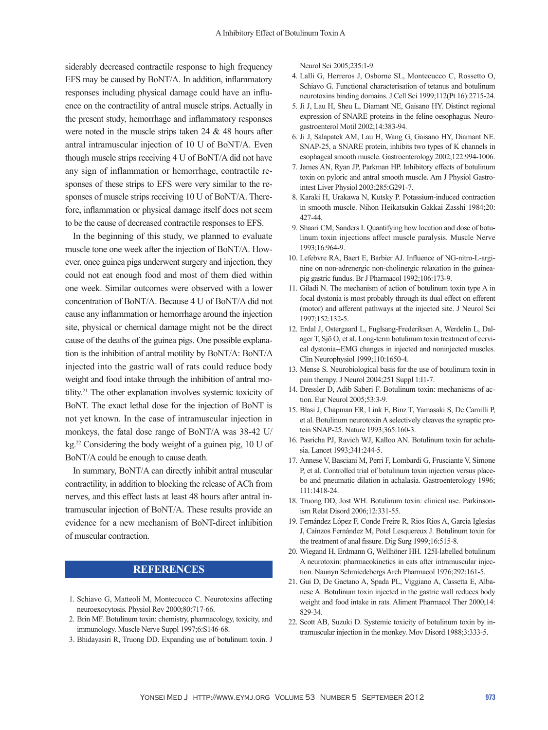siderably decreased contractile response to high frequency EFS may be caused by BoNT/A. In addition, inflammatory responses including physical damage could have an influence on the contractility of antral muscle strips. Actually in the present study, hemorrhage and inflammatory responses were noted in the muscle strips taken 24 & 48 hours after antral intramuscular injection of 10 U of BoNT/A. Even though muscle strips receiving 4 U of BoNT/A did not have any sign of inflammation or hemorrhage, contractile responses of these strips to EFS were very similar to the responses of muscle strips receiving 10 U of BoNT/A. Therefore, inflammation or physical damage itself does not seem to be the cause of decreased contractile responses to EFS.

In the beginning of this study, we planned to evaluate muscle tone one week after the injection of BoNT/A. However, once guinea pigs underwent surgery and injection, they could not eat enough food and most of them died within one week. Similar outcomes were observed with a lower concentration of BoNT/A. Because 4 U of BoNT/A did not cause any inflammation or hemorrhage around the injection site, physical or chemical damage might not be the direct cause of the deaths of the guinea pigs. One possible explanation is the inhibition of antral motility by BoNT/A: BoNT/A injected into the gastric wall of rats could reduce body weight and food intake through the inhibition of antral motility.[21] The other explanation involves systemic toxicity of BoNT. The exact lethal dose for the injection of BoNT is not yet known. In the case of intramuscular injection in monkeys, the fatal dose range of BoNT/A was 38-42 U/kg.[22] Considering the body weight of a guinea pig, 10 U of BoNT/A could be enough to cause death.

In summary, BoNT/A can directly inhibit antral muscular contractility, in addition to blocking the release of ACh from nerves, and this effect lasts at least 48 hours after antral intramuscular injection of BoNT/A. These results provide an evidence for a new mechanism of BoNT-direct inhibition of muscular contraction.

## REFERENCES

1. Schiavo G, Matteoli M, Montecucco C. Neurotoxins affecting neuroexocytosis. Physiol Rev 2000;80:717-66.
2. Brin MF. Botulinum toxin: chemistry, pharmacology, toxicity, and immunology. Muscle Nerve Suppl 1997;6:S146-68.
3. Bhidayasiri R, Truong DD. Expanding use of botulinum toxin. J Neurol Sci 2005;235:1-9.
4. Lalli G, Herreros J, Osborne SL, Montecucco C, Rossetto O, Schiavo G. Functional characterisation of tetanus and botulinum neurotoxins binding domains. J Cell Sci 1999;112(Pt 16):2715-24.
5. Ji J, Lau H, Sheu L, Diamant NE, Gaisano HY. Distinct regional expression of SNARE proteins in the feline oesophagus. Neurogastroenterol Motil 2002;14:383-94.
6. Ji J, Salapatek AM, Lau H, Wang G, Gaisano HY, Diamant NE. SNAP-25, a SNARE protein, inhibits two types of K channels in esophageal smooth muscle. Gastroenterology 2002;122:994-1006.
7. James AN, Ryan JP, Parkman HP. Inhibitory effects of botulinum toxin on pyloric and antral smooth muscle. Am J Physiol Gastrointest Liver Physiol 2003;285:G291-7.
8. Karaki H, Urakawa N, Kutsky P. Potassium-induced contraction in smooth muscle. Nihon Heikatsukin Gakkai Zasshi 1984;20:427-44.
9. Shaari CM, Sanders I. Quantifying how location and dose of botulinum toxin injections affect muscle paralysis. Muscle Nerve 1993;16:964-9.
10. Lefebvre RA, Baert E, Barbier AJ. Influence of NG-nitro-L-arginine on non-adrenergic non-cholinergic relaxation in the guinea-pig gastric fundus. Br J Pharmacol 1992;106:173-9.
11. Giladi N. The mechanism of action of botulinum toxin type A in focal dystonia is most probably through its dual effect on efferent (motor) and afferent pathways at the injected site. J Neurol Sci 1997;152:132-5.
12. Erdal J, Ostergaard L, Fuglsang-Frederiksen A, Werdelin L, Dalager T, Sjö O, et al. Long-term botulinum toxin treatment of cervical dystonia--EMG changes in injected and noninjected muscles. Clin Neurophysiol 1999;110:1650-4.
13. Mense S. Neurobiological basis for the use of botulinum toxin in pain therapy. J Neurol 2004;251 Suppl 1:I1-7.
14. Dressler D, Adib Saberi F. Botulinum toxin: mechanisms of action. Eur Neurol 2005;53:3-9.
15. Blasi J, Chapman ER, Link E, Binz T, Yamasaki S, De Camilli P, et al. Botulinum neurotoxin A selectively cleaves the synaptic protein SNAP-25. Nature 1993;365:160-3.
16. Pasricha PJ, Ravich WJ, Kalloo AN. Botulinum toxin for achalasia. Lancet 1993;341:244-5.
17. Annese V, Basciani M, Perri F, Lombardi G, Frusciante V, Simone P, et al. Controlled trial of botulinum toxin injection versus placebo and pneumatic dilation in achalasia. Gastroenterology 1996;111:1418-24.
18. Truong DD, Jost WH. Botulinum toxin: clinical use. Parkinsonism Relat Disord 2006;12:331-55.
19. Fernández López F, Conde Freire R, Rios Rios A, García Iglesias J, Caínzos Fernández M, Potel Lesquereux J. Botulinum toxin for the treatment of anal fissure. Dig Surg 1999;16:515-8.
20. Wiegand H, Erdmann G, Wellhöner HH. 125I-labelled botulinum A neurotoxin: pharmacokinetics in cats after intramuscular injection. Naunyn Schmiedebergs Arch Pharmacol 1976;292:161-5.
21. Gui D, De Gaetano A, Spada PL, Viggiano A, Cassetta E, Albanese A. Botulinum toxin injected in the gastric wall reduces body weight and food intake in rats. Aliment Pharmacol Ther 2000;14:829-34.
22. Scott AB, Suzuki D. Systemic toxicity of botulinum toxin by intramuscular injection in the monkey. Mov Disord 1988;3:333-5.